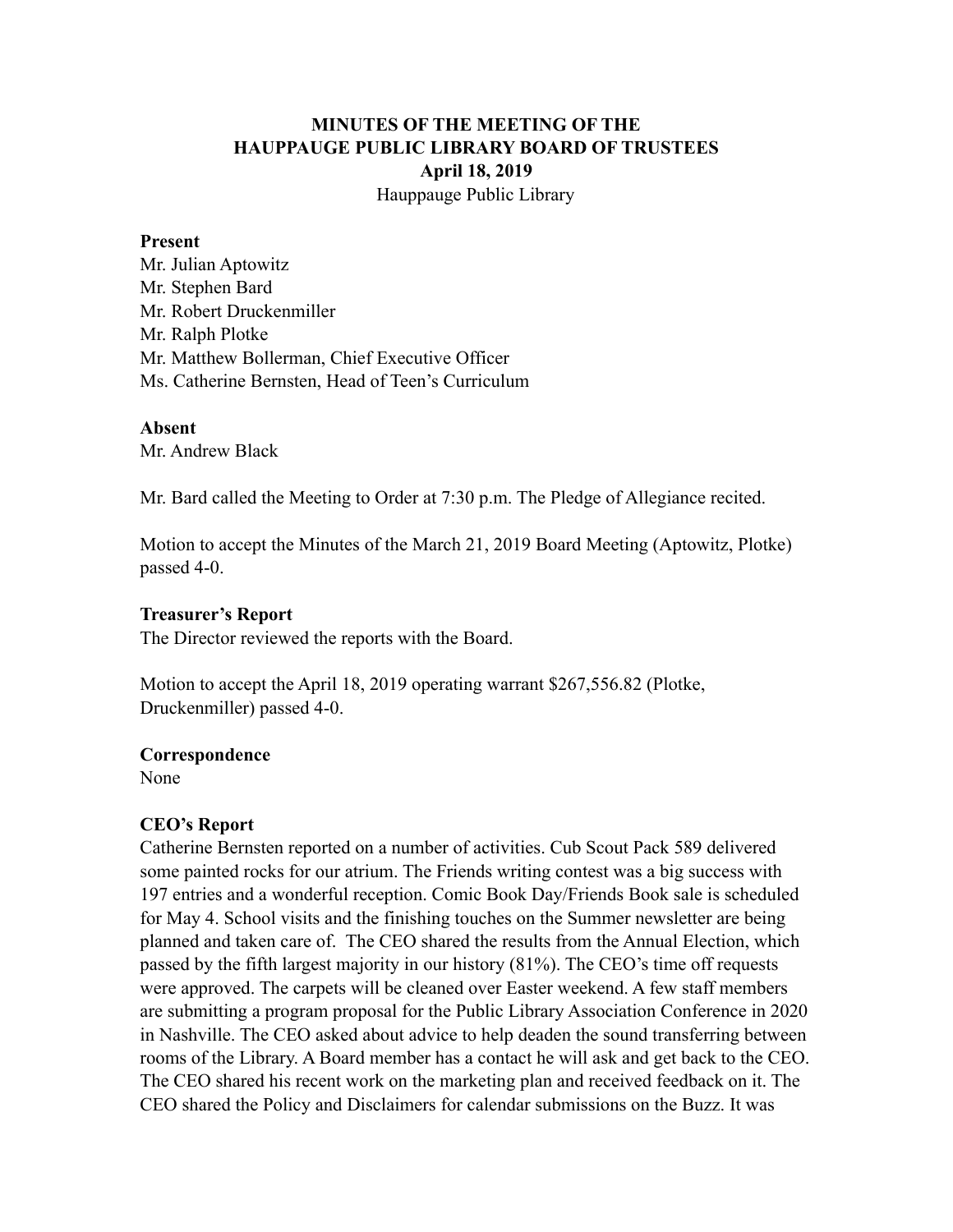# MINUTES OF THE MEETING OF THE HAUPPAUGE PUBLIC LIBRARY BOARD OF TRUSTEES

**April 18, 2019**

Hauppauge Public Library

**Present**

Mr. Julian Aptowitz
Mr. Stephen Bard
Mr. Robert Druckenmiller
Mr. Ralph Plotke
Mr. Matthew Bollerman, Chief Executive Officer
Ms. Catherine Bernsten, Head of Teen's Curriculum

**Absent**

Mr. Andrew Black

Mr. Bard called the Meeting to Order at 7:30 p.m. The Pledge of Allegiance recited.

Motion to accept the Minutes of the March 21, 2019 Board Meeting (Aptowitz, Plotke) passed 4-0.

**Treasurer's Report**

The Director reviewed the reports with the Board.

Motion to accept the April 18, 2019 operating warrant $267,556.82 (Plotke, Druckenmiller) passed 4-0.

**Correspondence**

None

**CEO's Report**

Catherine Bernsten reported on a number of activities. Cub Scout Pack 589 delivered some painted rocks for our atrium. The Friends writing contest was a big success with 197 entries and a wonderful reception. Comic Book Day/Friends Book sale is scheduled for May 4. School visits and the finishing touches on the Summer newsletter are being planned and taken care of. The CEO shared the results from the Annual Election, which passed by the fifth largest majority in our history (81%). The CEO's time off requests were approved. The carpets will be cleaned over Easter weekend. A few staff members are submitting a program proposal for the Public Library Association Conference in 2020 in Nashville. The CEO asked about advice to help deaden the sound transferring between rooms of the Library. A Board member has a contact he will ask and get back to the CEO. The CEO shared his recent work on the marketing plan and received feedback on it. The CEO shared the Policy and Disclaimers for calendar submissions on the Buzz. It was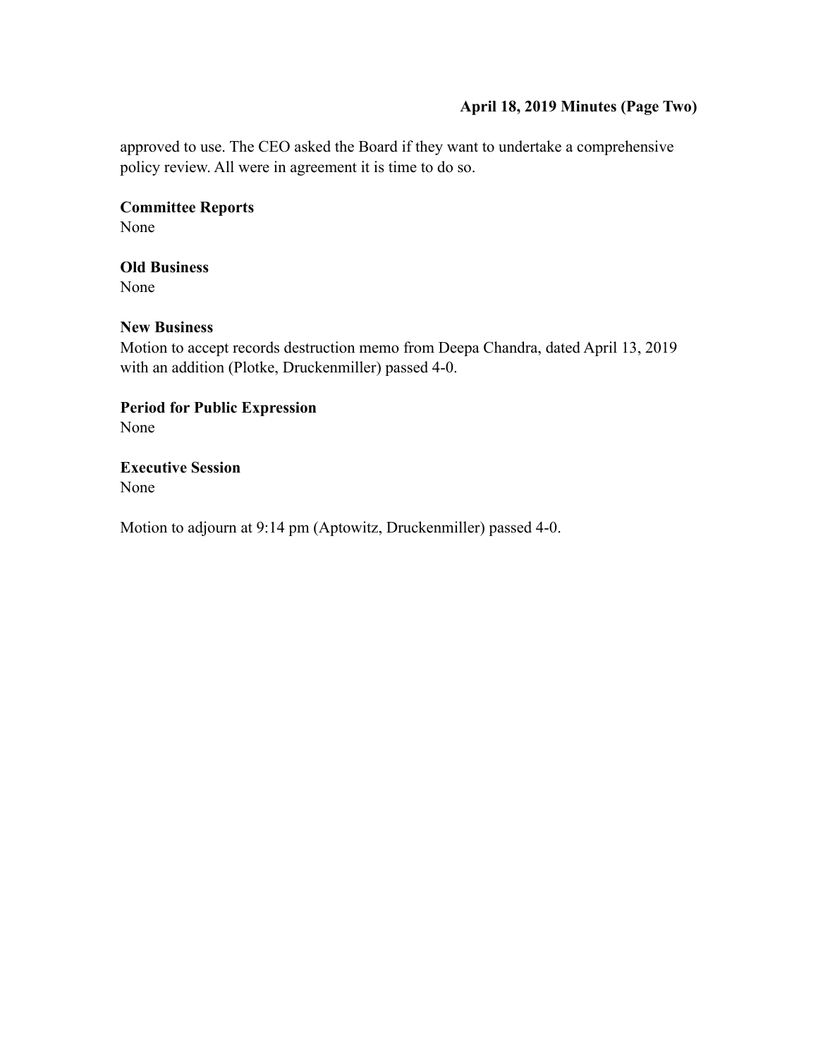approved to use. The CEO asked the Board if they want to undertake a comprehensive policy review. All were in agreement it is time to do so.

**Committee Reports**
None

**Old Business**
None

**New Business**
Motion to accept records destruction memo from Deepa Chandra, dated April 13, 2019 with an addition (Plotke, Druckenmiller) passed 4-0.

**Period for Public Expression**
None

**Executive Session**
None

Motion to adjourn at 9:14 pm (Aptowitz, Druckenmiller) passed 4-0.